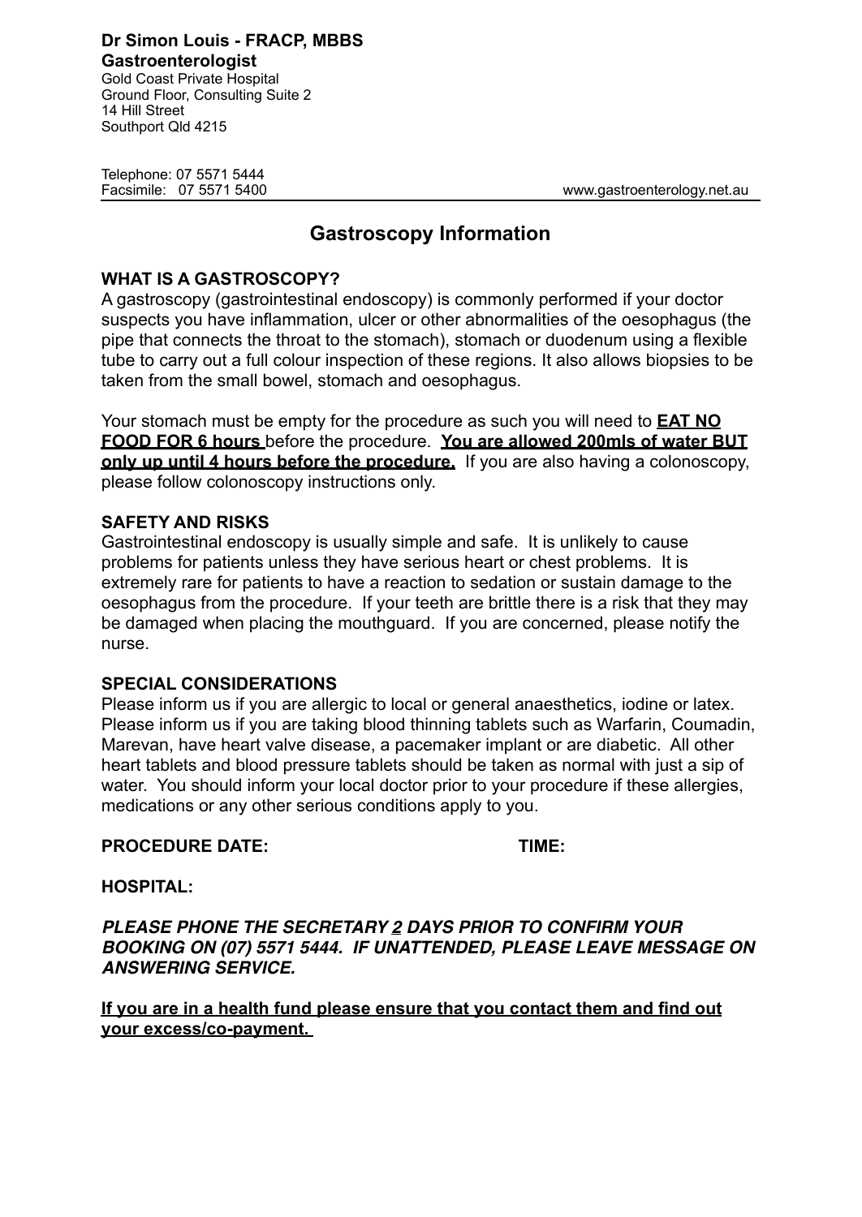**Dr Simon Louis - FRACP, MBBS**
**Gastroenterologist**
Gold Coast Private Hospital
Ground Floor, Consulting Suite 2
14 Hill Street
Southport Qld 4215

Telephone: 07 5571 5444
Facsimile: 07 5571 5400 www.gastroenterology.net.au

# Gastroscopy Information

**WHAT IS A GASTROSCOPY?**
A gastroscopy (gastrointestinal endoscopy) is commonly performed if your doctor suspects you have inflammation, ulcer or other abnormalities of the oesophagus (the pipe that connects the throat to the stomach), stomach or duodenum using a flexible tube to carry out a full colour inspection of these regions. It also allows biopsies to be taken from the small bowel, stomach and oesophagus.

Your stomach must be empty for the procedure as such you will need to **<u>EAT NO FOOD FOR 6 hours</u>** before the procedure. **<u>You are allowed 200mls of water BUT only up until 4 hours before the procedure.</u>** If you are also having a colonoscopy, please follow colonoscopy instructions only.

**SAFETY AND RISKS**
Gastrointestinal endoscopy is usually simple and safe. It is unlikely to cause problems for patients unless they have serious heart or chest problems. It is extremely rare for patients to have a reaction to sedation or sustain damage to the oesophagus from the procedure. If your teeth are brittle there is a risk that they may be damaged when placing the mouthguard. If you are concerned, please notify the nurse.

**SPECIAL CONSIDERATIONS**
Please inform us if you are allergic to local or general anaesthetics, iodine or latex. Please inform us if you are taking blood thinning tablets such as Warfarin, Coumadin, Marevan, have heart valve disease, a pacemaker implant or are diabetic. All other heart tablets and blood pressure tablets should be taken as normal with just a sip of water. You should inform your local doctor prior to your procedure if these allergies, medications or any other serious conditions apply to you.

**PROCEDURE DATE:** **TIME:**

**HOSPITAL:**

***PLEASE PHONE THE SECRETARY <u>2</u> DAYS PRIOR TO CONFIRM YOUR BOOKING ON (07) 5571 5444. IF UNATTENDED, PLEASE LEAVE MESSAGE ON ANSWERING SERVICE.***

**<u>If you are in a health fund please ensure that you contact them and find out your excess/co-payment.</u>**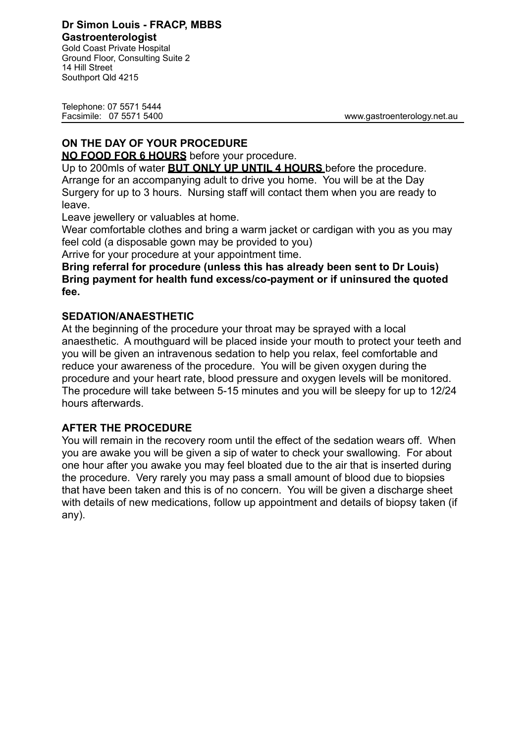**Dr Simon Louis - FRACP, MBBS**
**Gastroenterologist**
Gold Coast Private Hospital
Ground Floor, Consulting Suite 2
14 Hill Street
Southport Qld 4215

Telephone: 07 5571 5444
Facsimile: 07 5571 5400
www.gastroenterology.net.au

## ON THE DAY OF YOUR PROCEDURE

**NO FOOD FOR 6 HOURS** before your procedure.

Up to 200mls of water **BUT ONLY UP UNTIL 4 HOURS** before the procedure.

Arrange for an accompanying adult to drive you home. You will be at the Day Surgery for up to 3 hours. Nursing staff will contact them when you are ready to leave.

Leave jewellery or valuables at home.

Wear comfortable clothes and bring a warm jacket or cardigan with you as you may feel cold (a disposable gown may be provided to you)

Arrive for your procedure at your appointment time.

**Bring referral for procedure (unless this has already been sent to Dr Louis)**

**Bring payment for health fund excess/co-payment or if uninsured the quoted fee.**

## SEDATION/ANAESTHETIC

At the beginning of the procedure your throat may be sprayed with a local anaesthetic. A mouthguard will be placed inside your mouth to protect your teeth and you will be given an intravenous sedation to help you relax, feel comfortable and reduce your awareness of the procedure. You will be given oxygen during the procedure and your heart rate, blood pressure and oxygen levels will be monitored. The procedure will take between 5-15 minutes and you will be sleepy for up to 12/24 hours afterwards.

## AFTER THE PROCEDURE

You will remain in the recovery room until the effect of the sedation wears off. When you are awake you will be given a sip of water to check your swallowing. For about one hour after you awake you may feel bloated due to the air that is inserted during the procedure. Very rarely you may pass a small amount of blood due to biopsies that have been taken and this is of no concern. You will be given a discharge sheet with details of new medications, follow up appointment and details of biopsy taken (if any).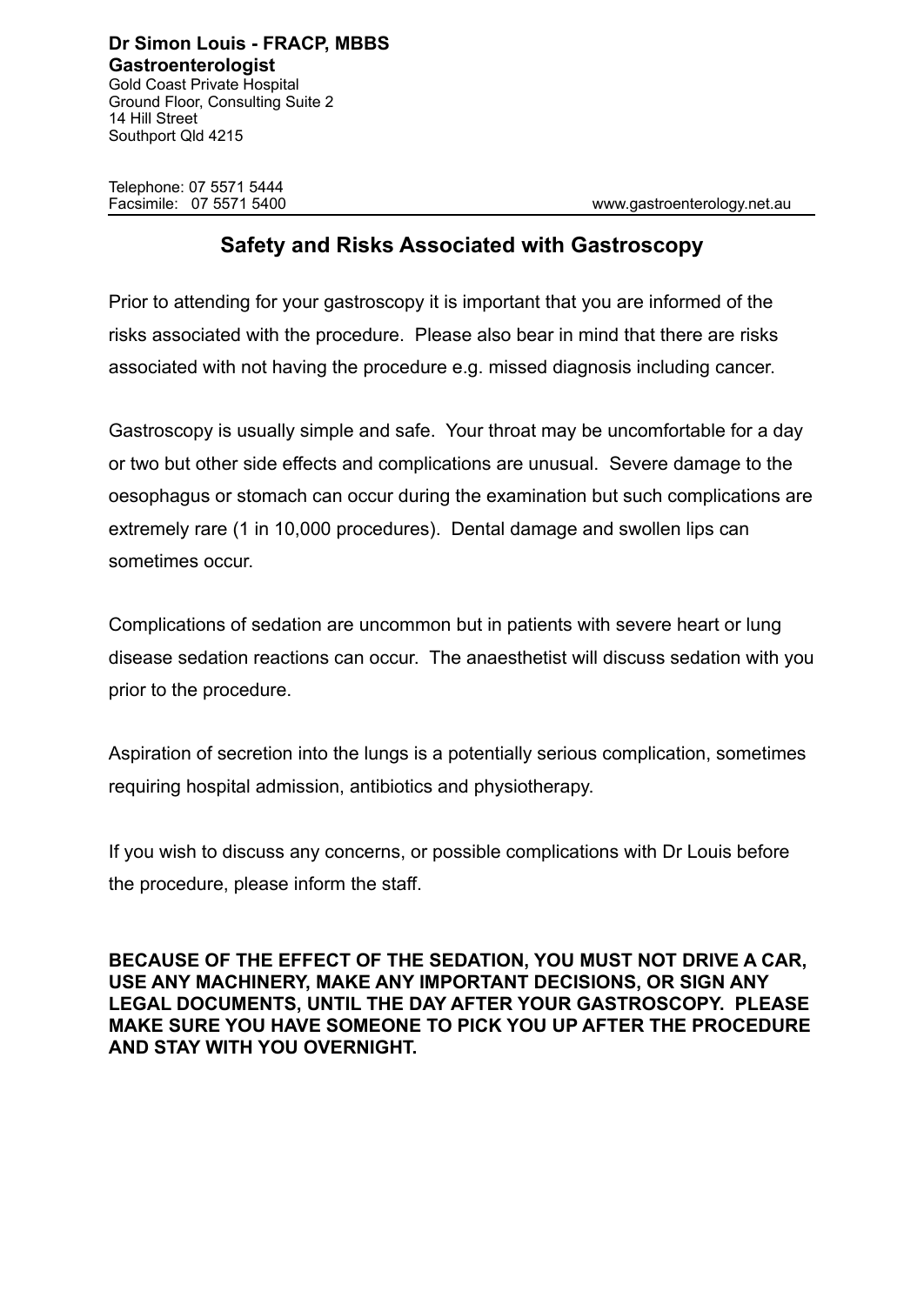**Dr Simon Louis - FRACP, MBBS**
**Gastroenterologist**
Gold Coast Private Hospital
Ground Floor, Consulting Suite 2
14 Hill Street
Southport Qld 4215

Telephone: 07 5571 5444
Facsimile: 07 5571 5400
www.gastroenterology.net.au

## Safety and Risks Associated with Gastroscopy

Prior to attending for your gastroscopy it is important that you are informed of the risks associated with the procedure. Please also bear in mind that there are risks associated with not having the procedure e.g. missed diagnosis including cancer.

Gastroscopy is usually simple and safe. Your throat may be uncomfortable for a day or two but other side effects and complications are unusual. Severe damage to the oesophagus or stomach can occur during the examination but such complications are extremely rare (1 in 10,000 procedures). Dental damage and swollen lips can sometimes occur.

Complications of sedation are uncommon but in patients with severe heart or lung disease sedation reactions can occur. The anaesthetist will discuss sedation with you prior to the procedure.

Aspiration of secretion into the lungs is a potentially serious complication, sometimes requiring hospital admission, antibiotics and physiotherapy.

If you wish to discuss any concerns, or possible complications with Dr Louis before the procedure, please inform the staff.

**BECAUSE OF THE EFFECT OF THE SEDATION, YOU MUST NOT DRIVE A CAR, USE ANY MACHINERY, MAKE ANY IMPORTANT DECISIONS, OR SIGN ANY LEGAL DOCUMENTS, UNTIL THE DAY AFTER YOUR GASTROSCOPY. PLEASE MAKE SURE YOU HAVE SOMEONE TO PICK YOU UP AFTER THE PROCEDURE AND STAY WITH YOU OVERNIGHT.**